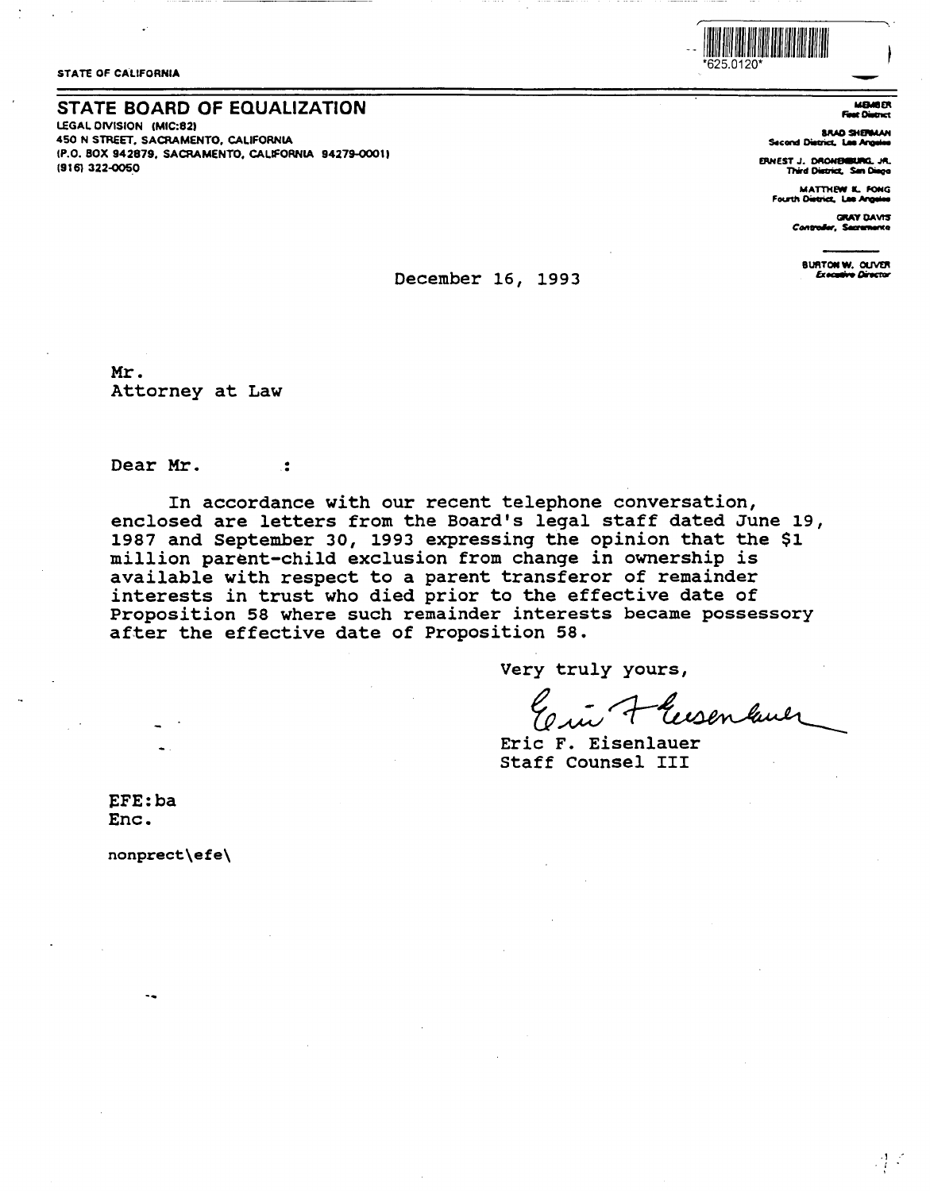\*625.0120\*

STATE OF CALIFORNIA

## STATE BOARD OF EQUALIZATION

LEGAL DIVISION (MIC:82)
450 N STREET, SACRAMENTO, CALIFORNIA
(P.O. BOX 942879, SACRAMENTO, CALIFORNIA 94279-0001)
(916) 322-0050

MEMBER
First District

BRAD SHERMAN
Second District, Los Angeles

ERNEST J. DRONENBURG, JR.
Third District, San Diego

MATTHEW K. FONG
Fourth District, Los Angeles

GRAY DAVIS
Controller, Sacramento

BURTON W. OLIVER
Executive Director

December 16, 1993

Mr.
Attorney at Law

Dear Mr. :

In accordance with our recent telephone conversation, enclosed are letters from the Board's legal staff dated June 19, 1987 and September 30, 1993 expressing the opinion that the $1 million parent-child exclusion from change in ownership is available with respect to a parent transferor of remainder interests in trust who died prior to the effective date of Proposition 58 where such remainder interests became possessory after the effective date of Proposition 58.

Very truly yours,

Eric F. Eisenlauer
Staff Counsel III

EFE:ba
Enc.

nonprect\efe\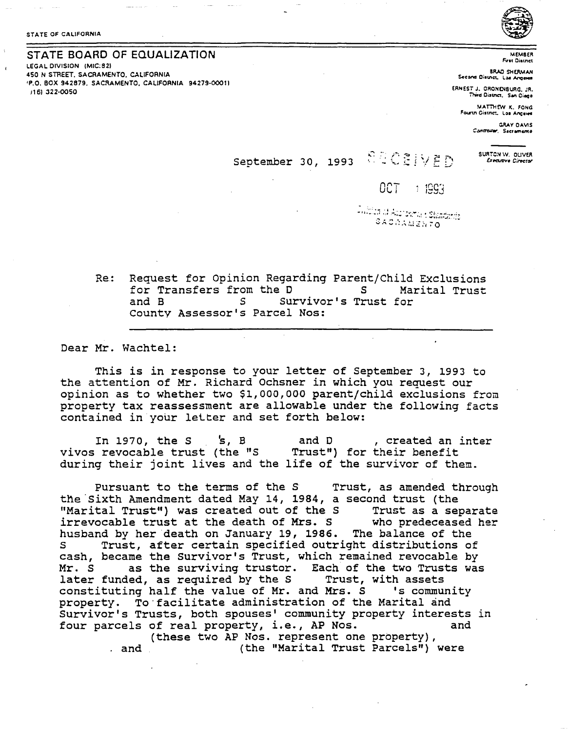STATE OF CALIFORNIA

## STATE BOARD OF EQUALIZATION

LEGAL DIVISION (MIC:82)
450 N STREET, SACRAMENTO, CALIFORNIA
(P.O. BOX 942879, SACRAMENTO, CALIFORNIA 94279-0001)
(916) 322-0050

MEMBER
First District

BRAD SHERMAN
Second District, Los Angeles

ERNEST J. DRONENBURG, JR.
Third District, San Diego

MATTHEW K. FONG
Fourth District, Los Angeles

GRAY DAVIS
Controller, Sacramento

BURTON W. OLIVER
Executive Director

September 30, 1993

RECEIVED
OCT 1 1993
Division of Assessment Standards
SACRAMENTO

Re: Request for Opinion Regarding Parent/Child Exclusions for Transfers from the D S Marital Trust and B S Survivor's Trust for County Assessor's Parcel Nos:

Dear Mr. Wachtel:

This is in response to your letter of September 3, 1993 to the attention of Mr. Richard Ochsner in which you request our opinion as to whether two $1,000,000 parent/child exclusions from property tax reassessment are allowable under the following facts contained in your letter and set forth below:

In 1970, the S 's, B and D , created an inter vivos revocable trust (the "S Trust") for their benefit during their joint lives and the life of the survivor of them.

Pursuant to the terms of the S Trust, as amended through the Sixth Amendment dated May 14, 1984, a second trust (the "Marital Trust") was created out of the S Trust as a separate irrevocable trust at the death of Mrs. S who predeceased her husband by her death on January 19, 1986. The balance of the S Trust, after certain specified outright distributions of cash, became the Survivor's Trust, which remained revocable by Mr. S as the surviving trustor. Each of the two Trusts was later funded, as required by the S Trust, with assets constituting half the value of Mr. and Mrs. S 's community property. To facilitate administration of the Marital and Survivor's Trusts, both spouses' community property interests in four parcels of real property, i.e., AP Nos. and (these two AP Nos. represent one property), and (the "Marital Trust Parcels") were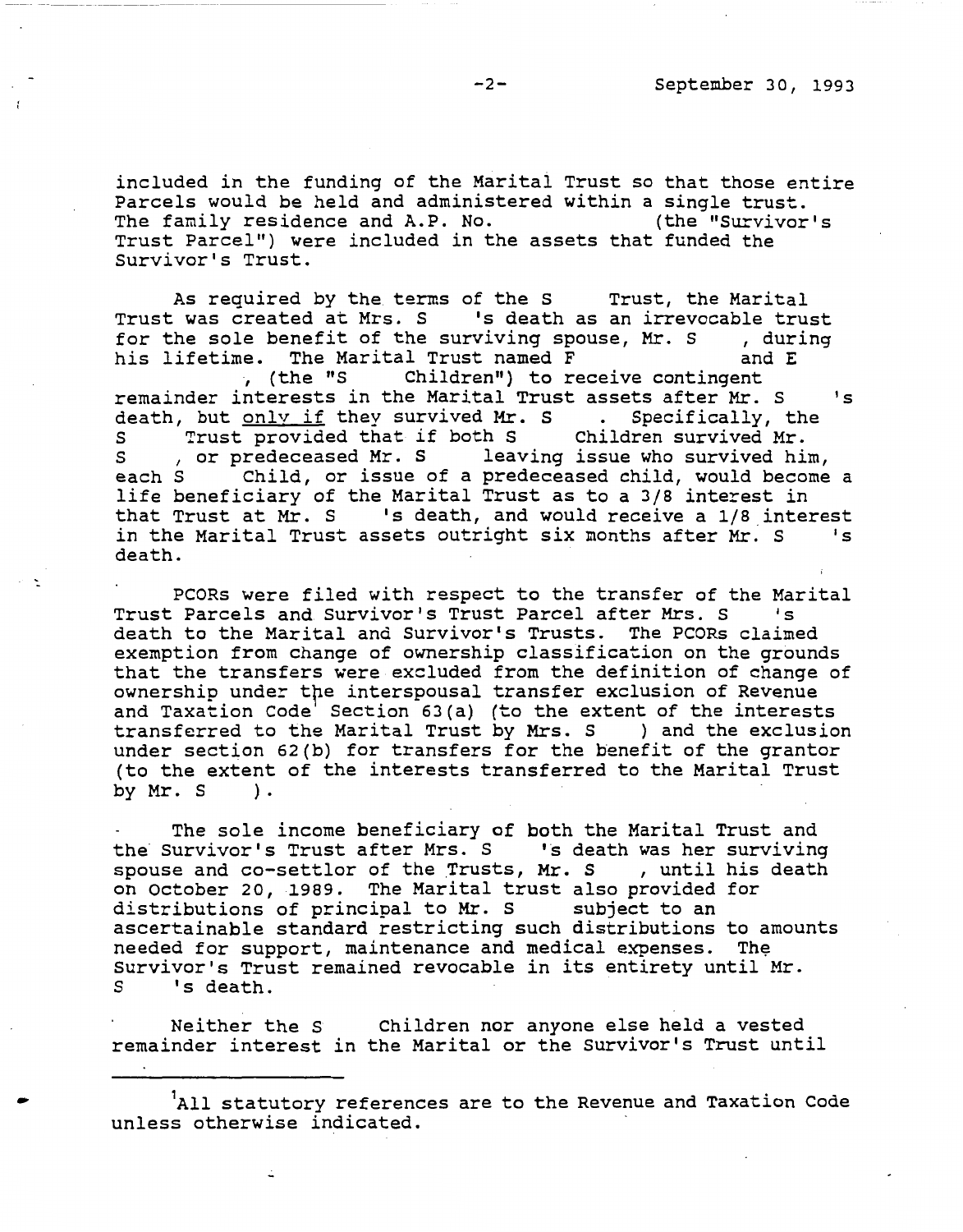included in the funding of the Marital Trust so that those entire Parcels would be held and administered within a single trust. The family residence and A.P. No. (the "Survivor's Trust Parcel") were included in the assets that funded the Survivor's Trust.

As required by the terms of the S Trust, the Marital Trust was created at Mrs. S 's death as an irrevocable trust for the sole benefit of the surviving spouse, Mr. S , during his lifetime. The Marital Trust named F and E , (the "S Children") to receive contingent remainder interests in the Marital Trust assets after Mr. S 's death, but only if they survived Mr. S . Specifically, the S Trust provided that if both S Children survived Mr. S , or predeceased Mr. S leaving issue who survived him, each S Child, or issue of a predeceased child, would become a life beneficiary of the Marital Trust as to a 3/8 interest in that Trust at Mr. S 's death, and would receive a 1/8 interest in the Marital Trust assets outright six months after Mr. S 's death.

PCORs were filed with respect to the transfer of the Marital Trust Parcels and Survivor's Trust Parcel after Mrs. S 's death to the Marital and Survivor's Trusts. The PCORs claimed exemption from change of ownership classification on the grounds that the transfers were excluded from the definition of change of ownership under the interspousal transfer exclusion of Revenue and Taxation Code[1] Section 63(a) (to the extent of the interests transferred to the Marital Trust by Mrs. S ) and the exclusion under section 62(b) for transfers for the benefit of the grantor (to the extent of the interests transferred to the Marital Trust by Mr. S ).

The sole income beneficiary of both the Marital Trust and the Survivor's Trust after Mrs. S 's death was her surviving spouse and co-settlor of the Trusts, Mr. S , until his death on October 20, 1989. The Marital trust also provided for distributions of principal to Mr. S subject to an ascertainable standard restricting such distributions to amounts needed for support, maintenance and medical expenses. The Survivor's Trust remained revocable in its entirety until Mr. S 's death.

Neither the S Children nor anyone else held a vested remainder interest in the Marital or the Survivor's Trust until

---

[1]All statutory references are to the Revenue and Taxation Code unless otherwise indicated.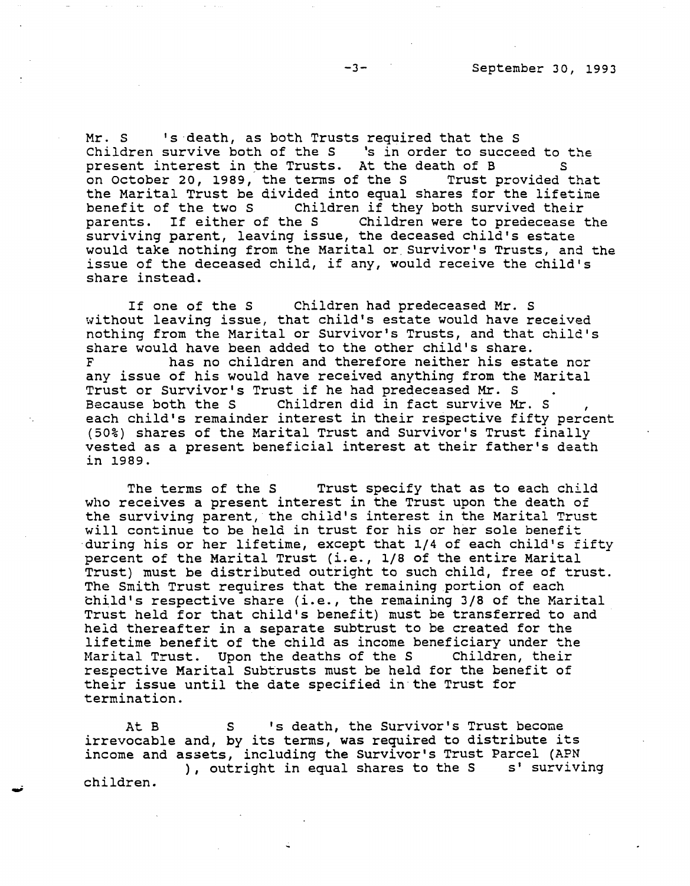Mr. S 's death, as both Trusts required that the S Children survive both of the S 's in order to succeed to the present interest in the Trusts. At the death of B S on October 20, 1989, the terms of the S Trust provided that the Marital Trust be divided into equal shares for the lifetime benefit of the two S Children if they both survived their parents. If either of the S Children were to predecease the surviving parent, leaving issue, the deceased child's estate would take nothing from the Marital or Survivor's Trusts, and the issue of the deceased child, if any, would receive the child's share instead.

If one of the S Children had predeceased Mr. S without leaving issue, that child's estate would have received nothing from the Marital or Survivor's Trusts, and that child's share would have been added to the other child's share. F has no children and therefore neither his estate nor any issue of his would have received anything from the Marital Trust or Survivor's Trust if he had predeceased Mr. S . Because both the S Children did in fact survive Mr. S , each child's remainder interest in their respective fifty percent (50%) shares of the Marital Trust and Survivor's Trust finally vested as a present beneficial interest at their father's death in 1989.

The terms of the S Trust specify that as to each child who receives a present interest in the Trust upon the death of the surviving parent, the child's interest in the Marital Trust will continue to be held in trust for his or her sole benefit during his or her lifetime, except that 1/4 of each child's fifty percent of the Marital Trust (i.e., 1/8 of the entire Marital Trust) must be distributed outright to such child, free of trust. The Smith Trust requires that the remaining portion of each child's respective share (i.e., the remaining 3/8 of the Marital Trust held for that child's benefit) must be transferred to and held thereafter in a separate subtrust to be created for the lifetime benefit of the child as income beneficiary under the Marital Trust. Upon the deaths of the S Children, their respective Marital Subtrusts must be held for the benefit of their issue until the date specified in the Trust for termination.

At B S 's death, the Survivor's Trust become irrevocable and, by its terms, was required to distribute its income and assets, including the Survivor's Trust Parcel (APN ), outright in equal shares to the S s' surviving children.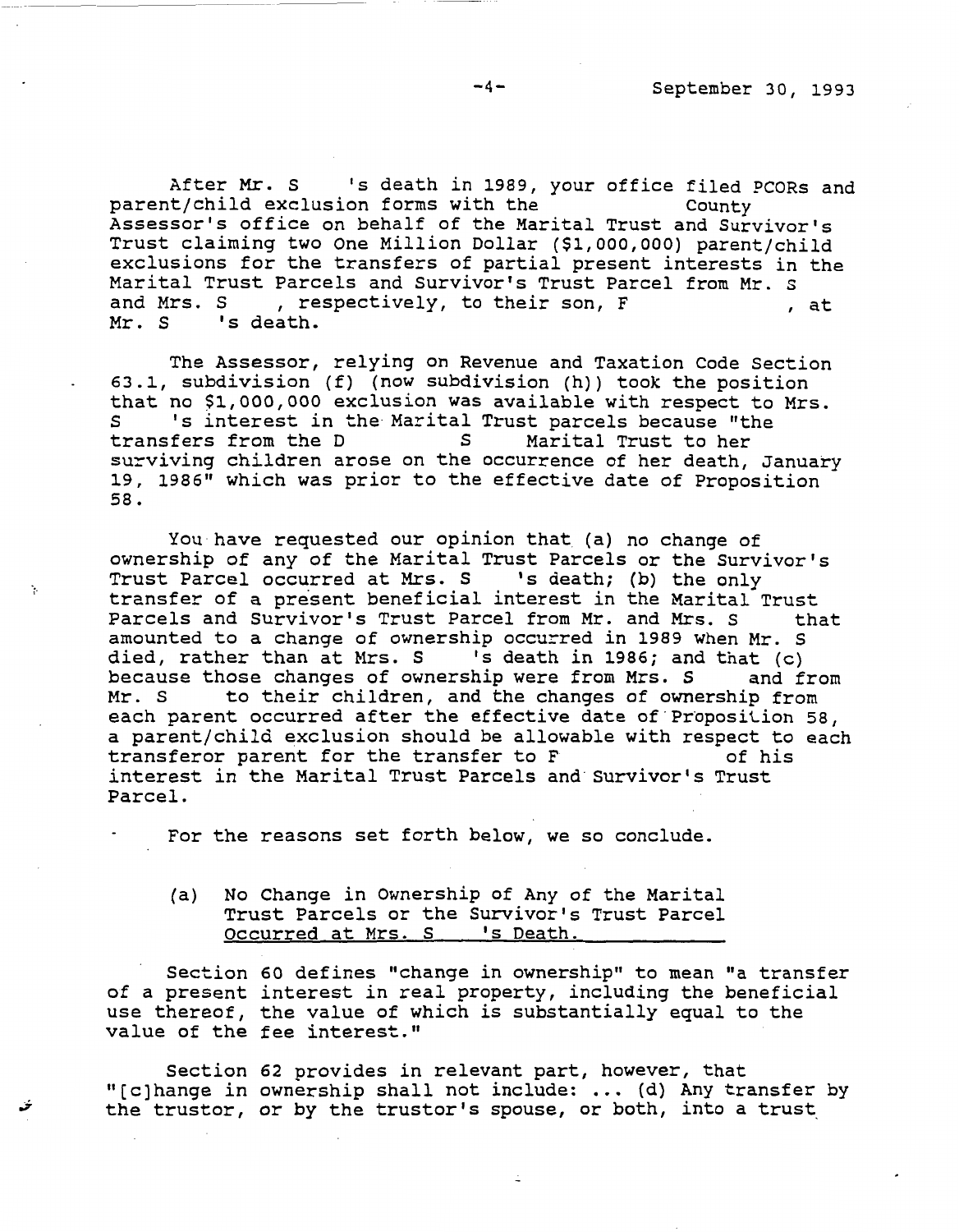After Mr. S 's death in 1989, your office filed PCORs and parent/child exclusion forms with the County Assessor's office on behalf of the Marital Trust and Survivor's Trust claiming two One Million Dollar ($1,000,000) parent/child exclusions for the transfers of partial present interests in the Marital Trust Parcels and Survivor's Trust Parcel from Mr. S and Mrs. S , respectively, to their son, F , at Mr. S 's death.

The Assessor, relying on Revenue and Taxation Code Section 63.1, subdivision (f) (now subdivision (h)) took the position that no $1,000,000 exclusion was available with respect to Mrs. S 's interest in the Marital Trust parcels because "the transfers from the D S Marital Trust to her surviving children arose on the occurrence of her death, January 19, 1986" which was prior to the effective date of Proposition 58.

You have requested our opinion that (a) no change of ownership of any of the Marital Trust Parcels or the Survivor's Trust Parcel occurred at Mrs. S 's death; (b) the only transfer of a present beneficial interest in the Marital Trust Parcels and Survivor's Trust Parcel from Mr. and Mrs. S that amounted to a change of ownership occurred in 1989 when Mr. S died, rather than at Mrs. S 's death in 1986; and that (c) because those changes of ownership were from Mrs. S and from Mr. S to their children, and the changes of ownership from each parent occurred after the effective date of Proposition 58, a parent/child exclusion should be allowable with respect to each transferor parent for the transfer to F of his interest in the Marital Trust Parcels and Survivor's Trust Parcel.

For the reasons set forth below, we so conclude.

(a) No Change in Ownership of Any of the Marital Trust Parcels or the Survivor's Trust Parcel <u>Occurred at Mrs. S 's Death.</u>

Section 60 defines "change in ownership" to mean "a transfer of a present interest in real property, including the beneficial use thereof, the value of which is substantially equal to the value of the fee interest."

Section 62 provides in relevant part, however, that "[c]hange in ownership shall not include: ... (d) Any transfer by the trustor, or by the trustor's spouse, or both, into a trust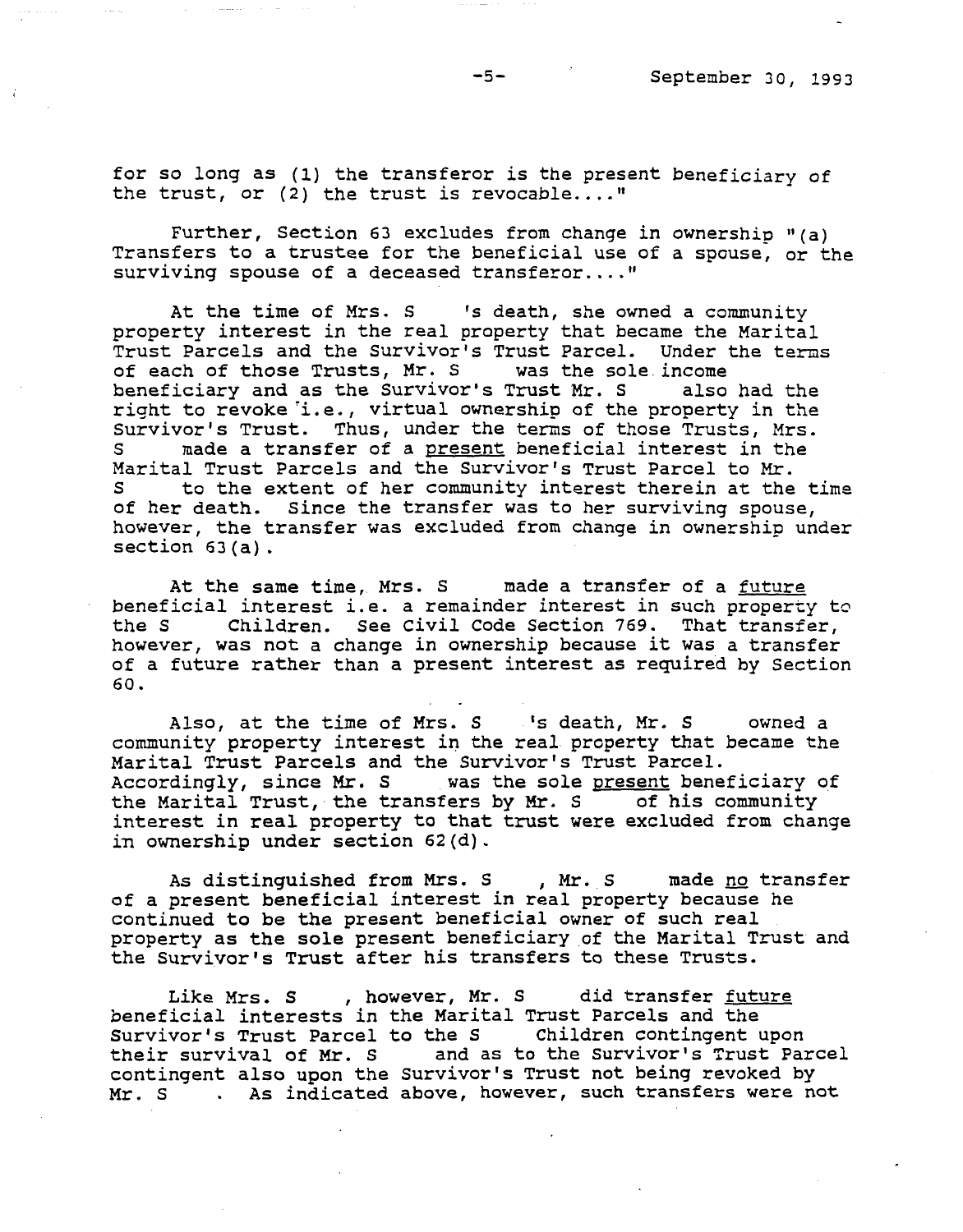for so long as (1) the transferor is the present beneficiary of the trust, or (2) the trust is revocable...."

Further, Section 63 excludes from change in ownership "(a) Transfers to a trustee for the beneficial use of a spouse, or the surviving spouse of a deceased transferor...."

At the time of Mrs. S 's death, she owned a community property interest in the real property that became the Marital Trust Parcels and the Survivor's Trust Parcel. Under the terms of each of those Trusts, Mr. S was the sole income beneficiary and as the Survivor's Trust Mr. S also had the right to revoke i.e., virtual ownership of the property in the Survivor's Trust. Thus, under the terms of those Trusts, Mrs. S made a transfer of a present beneficial interest in the Marital Trust Parcels and the Survivor's Trust Parcel to Mr. S to the extent of her community interest therein at the time of her death. Since the transfer was to her surviving spouse, however, the transfer was excluded from change in ownership under section 63(a).

At the same time, Mrs. S made a transfer of a future beneficial interest i.e. a remainder interest in such property to the S Children. See Civil Code Section 769. That transfer, however, was not a change in ownership because it was a transfer of a future rather than a present interest as required by Section 60.

Also, at the time of Mrs. S 's death, Mr. S owned a community property interest in the real property that became the Marital Trust Parcels and the Survivor's Trust Parcel. Accordingly, since Mr. S was the sole present beneficiary of the Marital Trust, the transfers by Mr. S of his community interest in real property to that trust were excluded from change in ownership under section 62(d).

As distinguished from Mrs. S , Mr. S made no transfer of a present beneficial interest in real property because he continued to be the present beneficial owner of such real property as the sole present beneficiary of the Marital Trust and the Survivor's Trust after his transfers to these Trusts.

Like Mrs. S , however, Mr. S did transfer future beneficial interests in the Marital Trust Parcels and the Survivor's Trust Parcel to the S Children contingent upon their survival of Mr. S and as to the Survivor's Trust Parcel contingent also upon the Survivor's Trust not being revoked by Mr. S . As indicated above, however, such transfers were not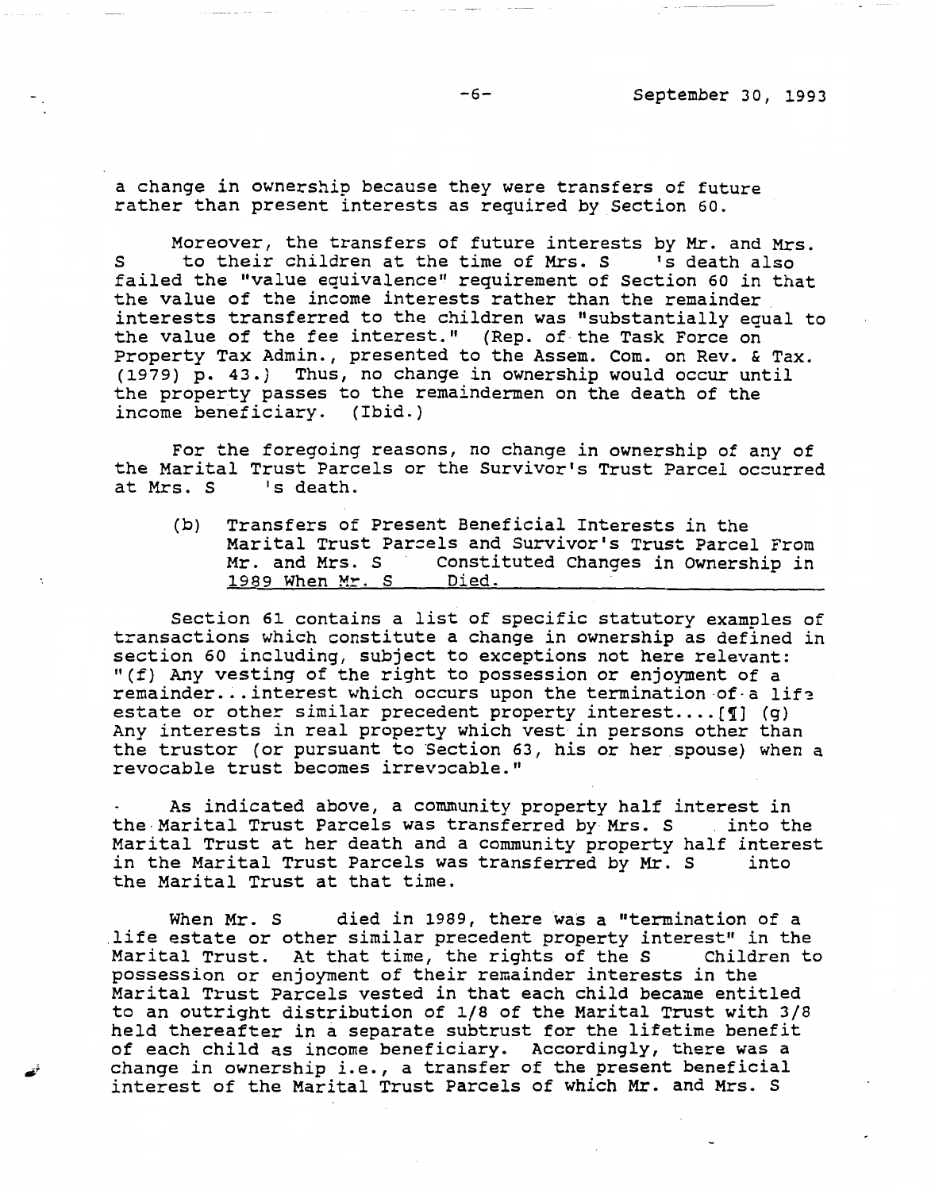a change in ownership because they were transfers of future rather than present interests as required by Section 60.

Moreover, the transfers of future interests by Mr. and Mrs. S to their children at the time of Mrs. S 's death also failed the "value equivalence" requirement of Section 60 in that the value of the income interests rather than the remainder interests transferred to the children was "substantially equal to the value of the fee interest." (Rep. of the Task Force on Property Tax Admin., presented to the Assem. Com. on Rev. & Tax. (1979) p. 43.) Thus, no change in ownership would occur until the property passes to the remaindermen on the death of the income beneficiary. (Ibid.)

For the foregoing reasons, no change in ownership of any of the Marital Trust Parcels or the Survivor's Trust Parcel occurred at Mrs. S 's death.

(b) Transfers of Present Beneficial Interests in the Marital Trust Parcels and Survivor's Trust Parcel From Mr. and Mrs. S Constituted Changes in Ownership in <u>1989 When Mr. S Died.</u>

Section 61 contains a list of specific statutory examples of transactions which constitute a change in ownership as defined in section 60 including, subject to exceptions not here relevant: "(f) Any vesting of the right to possession or enjoyment of a remainder...interest which occurs upon the termination of a life estate or other similar precedent property interest....[¶] (g) Any interests in real property which vest in persons other than the trustor (or pursuant to Section 63, his or her spouse) when a revocable trust becomes irrevocable."

As indicated above, a community property half interest in the Marital Trust Parcels was transferred by Mrs. S into the Marital Trust at her death and a community property half interest in the Marital Trust Parcels was transferred by Mr. S into the Marital Trust at that time.

When Mr. S died in 1989, there was a "termination of a life estate or other similar precedent property interest" in the Marital Trust. At that time, the rights of the S Children to possession or enjoyment of their remainder interests in the Marital Trust Parcels vested in that each child became entitled to an outright distribution of 1/8 of the Marital Trust with 3/8 held thereafter in a separate subtrust for the lifetime benefit of each child as income beneficiary. Accordingly, there was a change in ownership i.e., a transfer of the present beneficial interest of the Marital Trust Parcels of which Mr. and Mrs. S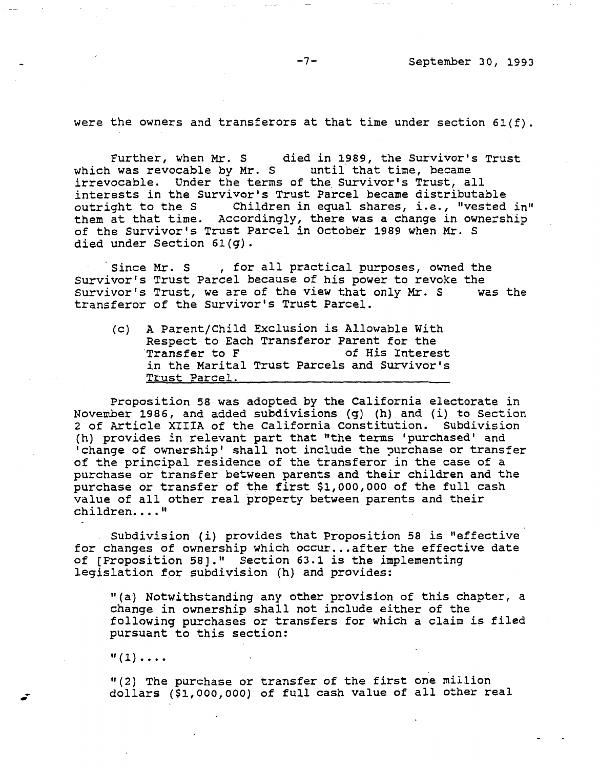were the owners and transferors at that time under section 61(f).

Further, when Mr. S      died in 1989, the Survivor's Trust which was revocable by Mr. S      until that time, became irrevocable. Under the terms of the Survivor's Trust, all interests in the Survivor's Trust Parcel became distributable outright to the S      Children in equal shares, i.e., "vested in" them at that time. Accordingly, there was a change in ownership of the Survivor's Trust Parcel in October 1989 when Mr. S died under Section 61(g).

Since Mr. S     , for all practical purposes, owned the Survivor's Trust Parcel because of his power to revoke the Survivor's Trust, we are of the view that only Mr. S      was the transferor of the Survivor's Trust Parcel.

(c) <u>A Parent/Child Exclusion is Allowable With Respect to Each Transferor Parent for the Transfer to F                of His Interest in the Marital Trust Parcels and Survivor's Trust Parcel.</u>

Proposition 58 was adopted by the California electorate in November 1986, and added subdivisions (g) (h) and (i) to Section 2 of Article XIIIA of the California Constitution. Subdivision (h) provides in relevant part that "the terms 'purchased' and 'change of ownership' shall not include the purchase or transfer of the principal residence of the transferor in the case of a purchase or transfer between parents and their children and the purchase or transfer of the first $1,000,000 of the full cash value of all other real property between parents and their children...."

Subdivision (i) provides that Proposition 58 is "effective for changes of ownership which occur...after the effective date of [Proposition 58]." Section 63.1 is the implementing legislation for subdivision (h) and provides:

> "(a) Notwithstanding any other provision of this chapter, a change in ownership shall not include either of the following purchases or transfers for which a claim is filed pursuant to this section:
>
> "(1)....
>
> "(2) The purchase or transfer of the first one million dollars ($1,000,000) of full cash value of all other real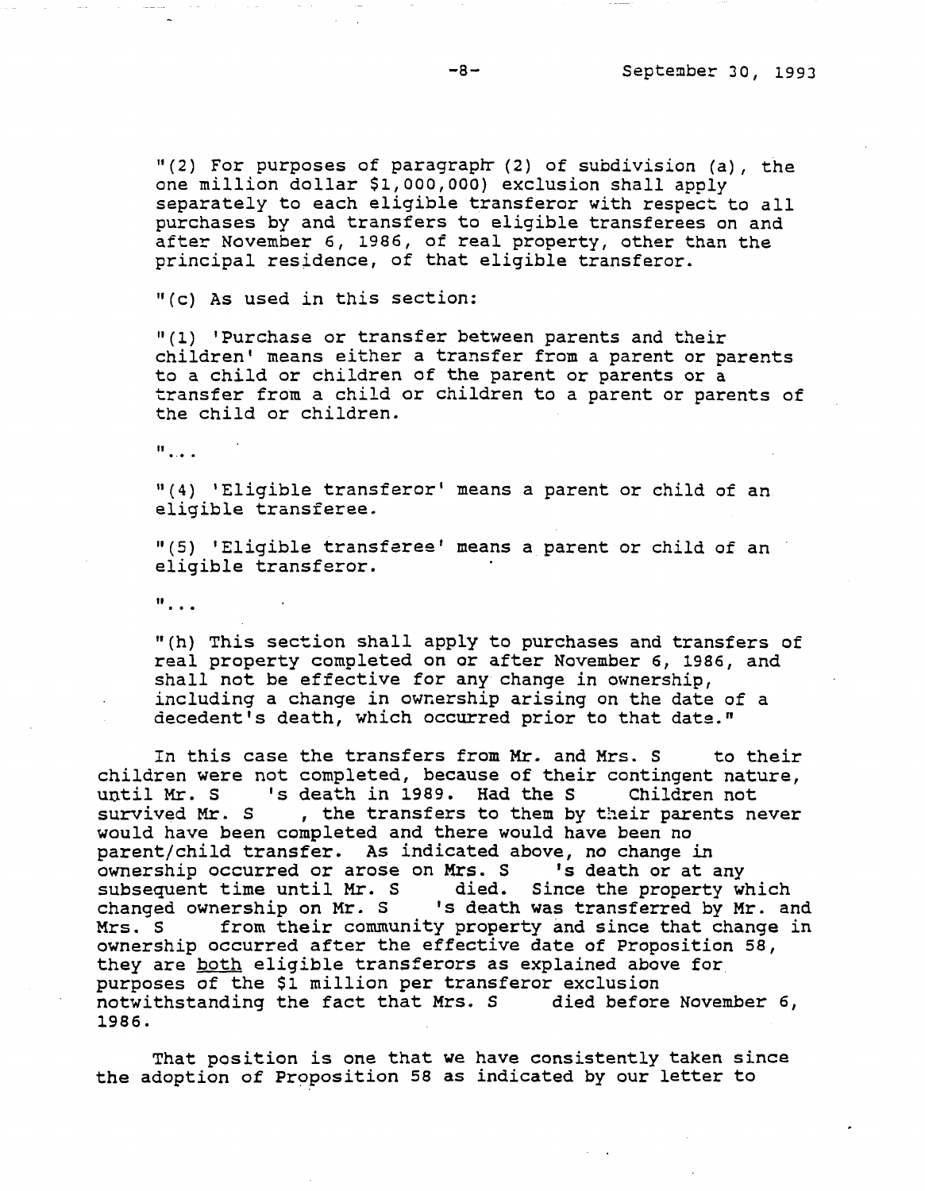"(2) For purposes of paragraph (2) of subdivision (a), the one million dollar $1,000,000) exclusion shall apply separately to each eligible transferor with respect to all purchases by and transfers to eligible transferees on and after November 6, 1986, of real property, other than the principal residence, of that eligible transferor.

"(c) As used in this section:

"(1) 'Purchase or transfer between parents and their children' means either a transfer from a parent or parents to a child or children of the parent or parents or a transfer from a child or children to a parent or parents of the child or children.

"...

"(4) 'Eligible transferor' means a parent or child of an eligible transferee.

"(5) 'Eligible transferee' means a parent or child of an eligible transferor.

"...

"(h) This section shall apply to purchases and transfers of real property completed on or after November 6, 1986, and shall not be effective for any change in ownership, including a change in ownership arising on the date of a decedent's death, which occurred prior to that date."

In this case the transfers from Mr. and Mrs. S to their children were not completed, because of their contingent nature, until Mr. S 's death in 1989. Had the S Children not survived Mr. S , the transfers to them by their parents never would have been completed and there would have been no parent/child transfer. As indicated above, no change in ownership occurred or arose on Mrs. S 's death or at any subsequent time until Mr. S died. Since the property which changed ownership on Mr. S 's death was transferred by Mr. and Mrs. S from their community property and since that change in ownership occurred after the effective date of Proposition 58, they are <u>both</u> eligible transferors as explained above for purposes of the $1 million per transferor exclusion notwithstanding the fact that Mrs. S died before November 6, 1986.

That position is one that we have consistently taken since the adoption of Proposition 58 as indicated by our letter to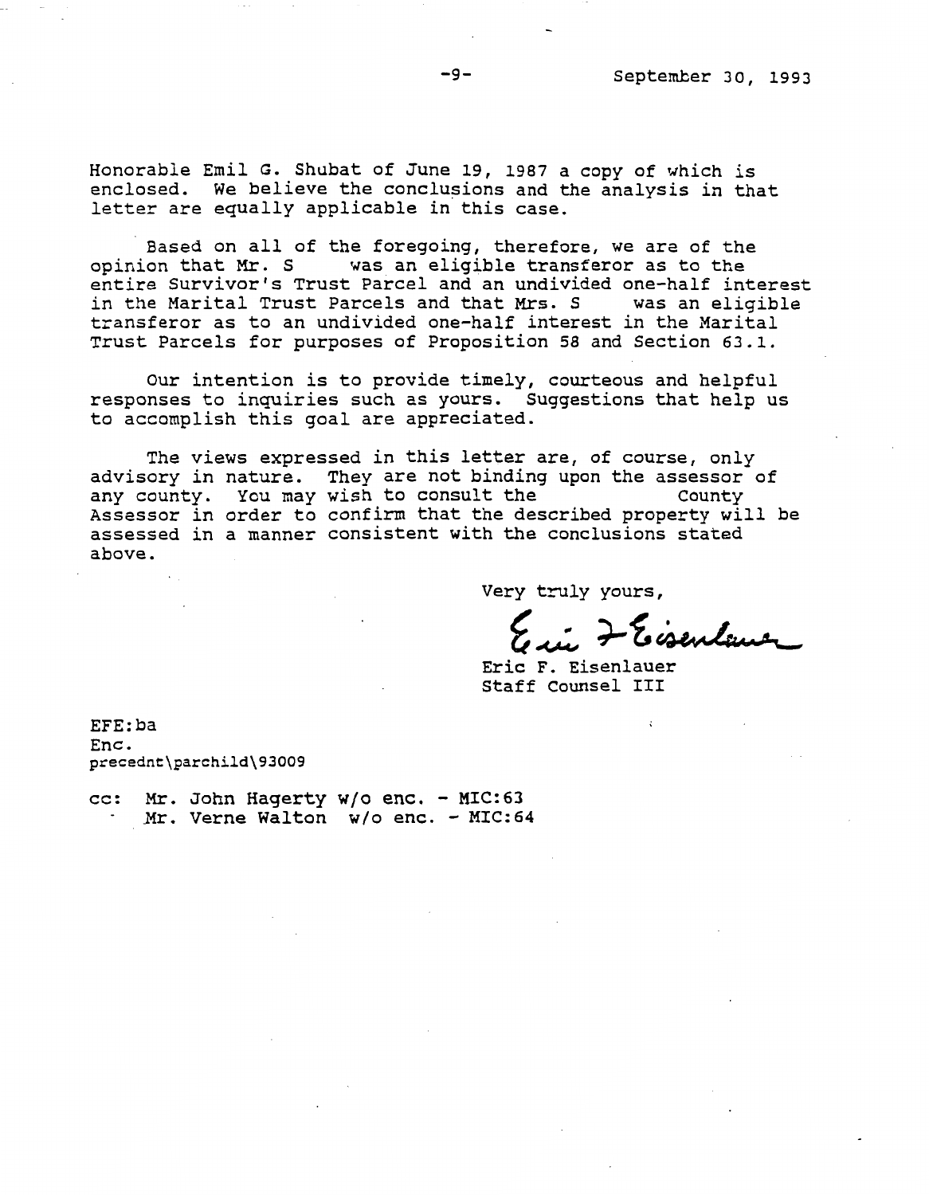Honorable Emil G. Shubat of June 19, 1987 a copy of which is enclosed. We believe the conclusions and the analysis in that letter are equally applicable in this case.

Based on all of the foregoing, therefore, we are of the opinion that Mr. S was an eligible transferor as to the entire Survivor's Trust Parcel and an undivided one-half interest in the Marital Trust Parcels and that Mrs. S was an eligible transferor as to an undivided one-half interest in the Marital Trust Parcels for purposes of Proposition 58 and Section 63.1.

Our intention is to provide timely, courteous and helpful responses to inquiries such as yours. Suggestions that help us to accomplish this goal are appreciated.

The views expressed in this letter are, of course, only advisory in nature. They are not binding upon the assessor of any county. You may wish to consult the County Assessor in order to confirm that the described property will be assessed in a manner consistent with the conclusions stated above.

Very truly yours,

Eric F. Eisenlauer
Staff Counsel III

EFE:ba
Enc.
precednt\parchild\93009

cc: Mr. John Hagerty w/o enc. - MIC:63
Mr. Verne Walton w/o enc. - MIC:64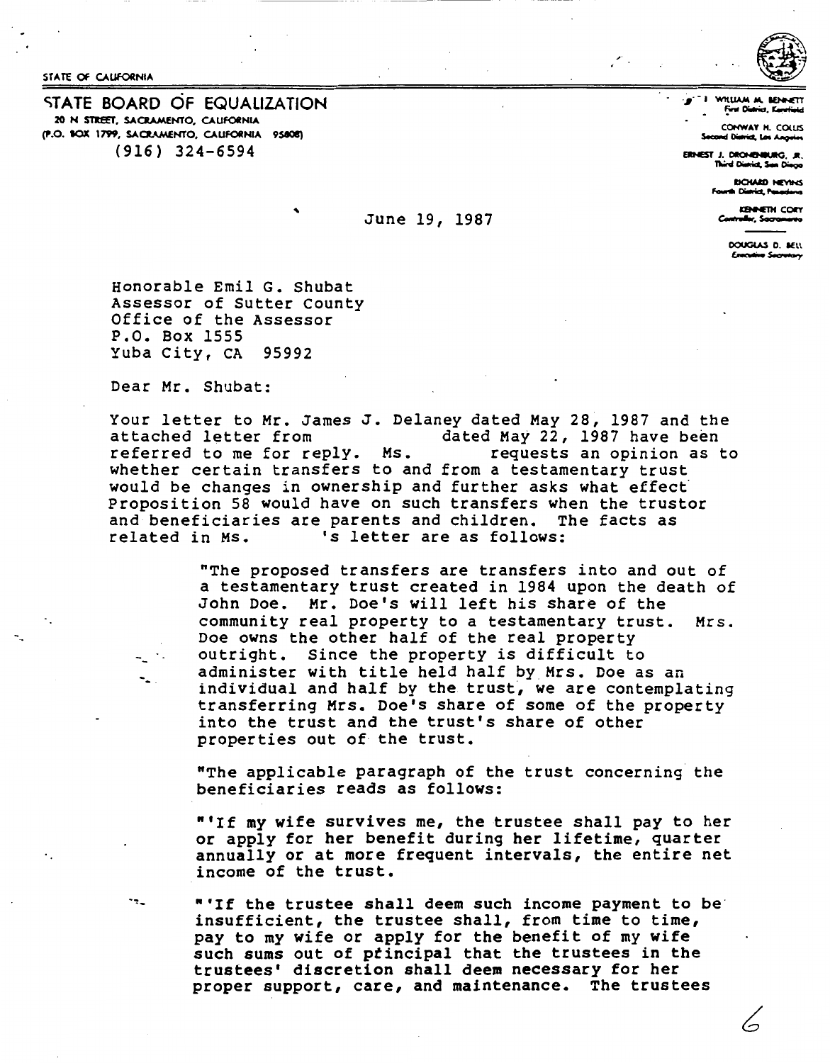STATE OF CALIFORNIA

# STATE BOARD OF EQUALIZATION

20 N STREET, SACRAMENTO, CALIFORNIA
(P.O. BOX 1799, SACRAMENTO, CALIFORNIA 95808)
(916) 324-6594

WILLIAM M. BENNETT
First District, Kentfield

CONWAY H. COLLIS
Second District, Los Angeles

ERNEST J. DRONENBURG, JR.
Third District, San Diego

RICHARD NEVINS
Fourth District, Pasadena

KENNETH CORY
Controller, Sacramento

DOUGLAS D. BELL
Executive Secretary

June 19, 1987

Honorable Emil G. Shubat
Assessor of Sutter County
Office of the Assessor
P.O. Box 1555
Yuba City, CA 95992

Dear Mr. Shubat:

Your letter to Mr. James J. Delaney dated May 28, 1987 and the attached letter from dated May 22, 1987 have been referred to me for reply. Ms. requests an opinion as to whether certain transfers to and from a testamentary trust would be changes in ownership and further asks what effect Proposition 58 would have on such transfers when the trustor and beneficiaries are parents and children. The facts as related in Ms. 's letter are as follows:

> "The proposed transfers are transfers into and out of a testamentary trust created in 1984 upon the death of John Doe. Mr. Doe's will left his share of the community real property to a testamentary trust. Mrs. Doe owns the other half of the real property outright. Since the property is difficult to administer with title held half by Mrs. Doe as an individual and half by the trust, we are contemplating transferring Mrs. Doe's share of some of the property into the trust and the trust's share of other properties out of the trust.
>
> "The applicable paragraph of the trust concerning the beneficiaries reads as follows:
>
> "'If my wife survives me, the trustee shall pay to her or apply for her benefit during her lifetime, quarter annually or at more frequent intervals, the entire net income of the trust.
>
> "'If the trustee shall deem such income payment to be insufficient, the trustee shall, from time to time, pay to my wife or apply for the benefit of my wife such sums out of principal that the trustees in the trustees' discretion shall deem necessary for her proper support, care, and maintenance. The trustees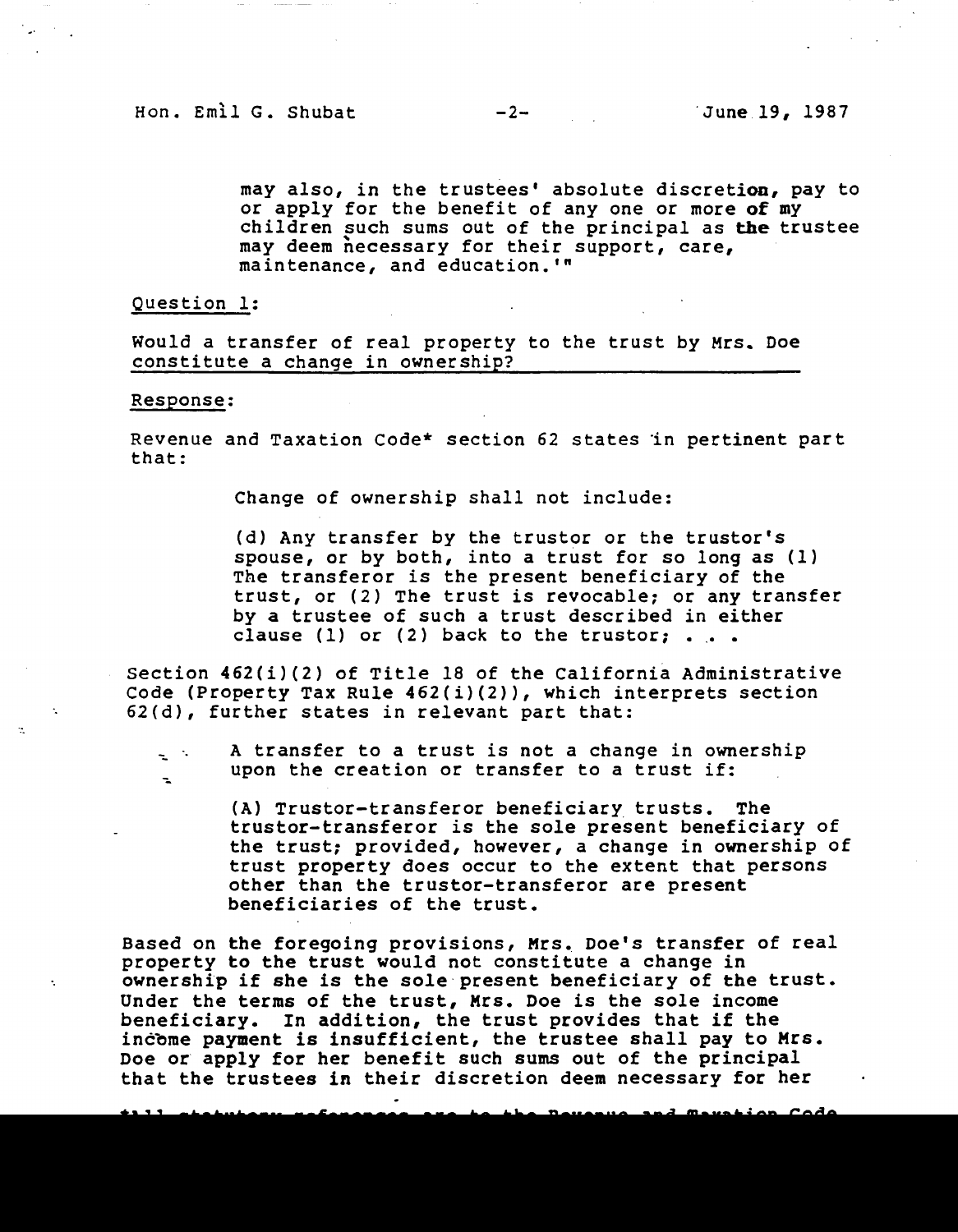may also, in the trustees' absolute discretion, pay to or apply for the benefit of any one or more of my children such sums out of the principal as the trustee may deem necessary for their support, care, maintenance, and education.'"

Question 1:

Would a transfer of real property to the trust by Mrs. Doe constitute a change in ownership?

Response:

Revenue and Taxation Code* section 62 states in pertinent part that:

> Change of ownership shall not include:
>
> (d) Any transfer by the trustor or the trustor's spouse, or by both, into a trust for so long as (1) The transferor is the present beneficiary of the trust, or (2) The trust is revocable; or any transfer by a trustee of such a trust described in either clause (1) or (2) back to the trustor; . . .

Section 462(i)(2) of Title 18 of the California Administrative Code (Property Tax Rule 462(i)(2)), which interprets section 62(d), further states in relevant part that:

> A transfer to a trust is not a change in ownership upon the creation or transfer to a trust if:
>
> (A) Trustor-transferor beneficiary trusts. The trustor-transferor is the sole present beneficiary of the trust; provided, however, a change in ownership of trust property does occur to the extent that persons other than the trustor-transferor are present beneficiaries of the trust.

Based on the foregoing provisions, Mrs. Doe's transfer of real property to the trust would not constitute a change in ownership if she is the sole present beneficiary of the trust. Under the terms of the trust, Mrs. Doe is the sole income beneficiary. In addition, the trust provides that if the income payment is insufficient, the trustee shall pay to Mrs. Doe or apply for her benefit such sums out of the principal that the trustees in their discretion deem necessary for her

*All statutory references are to the Revenue and Taxation Code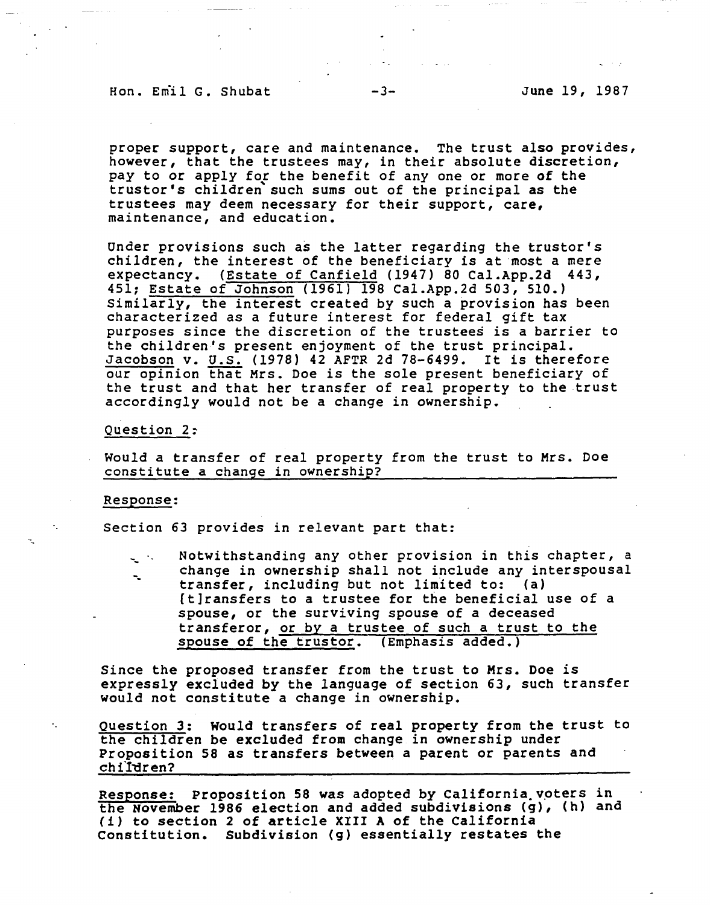proper support, care and maintenance. The trust also provides, however, that the trustees may, in their absolute discretion, pay to or apply for the benefit of any one or more of the trustor's children such sums out of the principal as the trustees may deem necessary for their support, care, maintenance, and education.

Under provisions such as the latter regarding the trustor's children, the interest of the beneficiary is at most a mere expectancy. (Estate of Canfield (1947) 80 Cal.App.2d 443, 451; Estate of Johnson (1961) 198 Cal.App.2d 503, 510.) Similarly, the interest created by such a provision has been characterized as a future interest for federal gift tax purposes since the discretion of the trustees is a barrier to the children's present enjoyment of the trust principal. Jacobson v. U.S. (1978) 42 AFTR 2d 78-6499. It is therefore our opinion that Mrs. Doe is the sole present beneficiary of the trust and that her transfer of real property to the trust accordingly would not be a change in ownership.

Question 2:

Would a transfer of real property from the trust to Mrs. Doe constitute a change in ownership?

Response:

Section 63 provides in relevant part that:

> Notwithstanding any other provision in this chapter, a change in ownership shall not include any interspousal transfer, including but not limited to: (a) [t]ransfers to a trustee for the beneficial use of a spouse, or the surviving spouse of a deceased transferor, or by a trustee of such a trust to the spouse of the trustor. (Emphasis added.)

Since the proposed transfer from the trust to Mrs. Doe is expressly excluded by the language of section 63, such transfer would not constitute a change in ownership.

Question 3: Would transfers of real property from the trust to the children be excluded from change in ownership under Proposition 58 as transfers between a parent or parents and children?

Response: Proposition 58 was adopted by California voters in the November 1986 election and added subdivisions (g), (h) and (i) to section 2 of article XIII A of the California Constitution. Subdivision (g) essentially restates the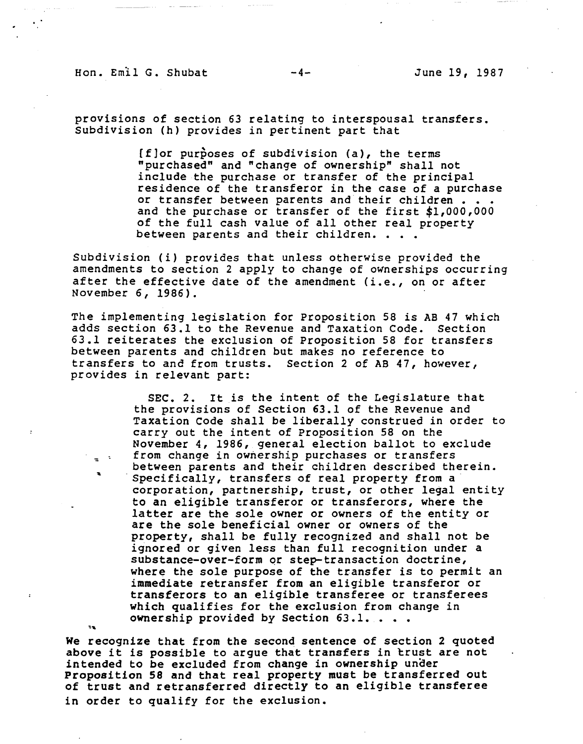provisions of section 63 relating to interspousal transfers. Subdivision (h) provides in pertinent part that

> [f]or purposes of subdivision (a), the terms "purchased" and "change of ownership" shall not include the purchase or transfer of the principal residence of the transferor in the case of a purchase or transfer between parents and their children . . . and the purchase or transfer of the first $1,000,000 of the full cash value of all other real property between parents and their children. . . .

Subdivision (i) provides that unless otherwise provided the amendments to section 2 apply to change of ownerships occurring after the effective date of the amendment (i.e., on or after November 6, 1986).

The implementing legislation for Proposition 58 is AB 47 which adds section 63.1 to the Revenue and Taxation Code. Section 63.1 reiterates the exclusion of Proposition 58 for transfers between parents and children but makes no reference to transfers to and from trusts. Section 2 of AB 47, however, provides in relevant part:

> SEC. 2. It is the intent of the Legislature that the provisions of Section 63.1 of the Revenue and Taxation Code shall be liberally construed in order to carry out the intent of Proposition 58 on the November 4, 1986, general election ballot to exclude from change in ownership purchases or transfers between parents and their children described therein. Specifically, transfers of real property from a corporation, partnership, trust, or other legal entity to an eligible transferor or transferors, where the latter are the sole owner or owners of the entity or are the sole beneficial owner or owners of the property, shall be fully recognized and shall not be ignored or given less than full recognition under a substance-over-form or step-transaction doctrine, where the sole purpose of the transfer is to permit an immediate retransfer from an eligible transferor or transferors to an eligible transferee or transferees which qualifies for the exclusion from change in ownership provided by Section 63.1. . . .

We recognize that from the second sentence of section 2 quoted above it is possible to argue that transfers in trust are not intended to be excluded from change in ownership under Proposition 58 and that real property must be transferred out of trust and retransferred directly to an eligible transferee in order to qualify for the exclusion.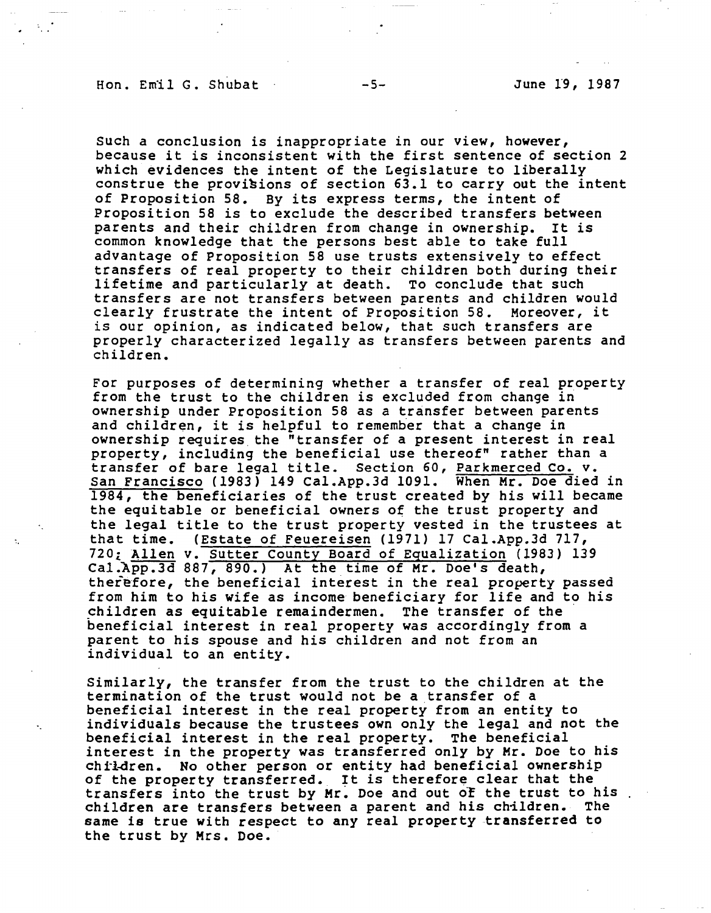Such a conclusion is inappropriate in our view, however, because it is inconsistent with the first sentence of section 2 which evidences the intent of the Legislature to liberally construe the provisions of section 63.1 to carry out the intent of Proposition 58. By its express terms, the intent of Proposition 58 is to exclude the described transfers between parents and their children from change in ownership. It is common knowledge that the persons best able to take full advantage of Proposition 58 use trusts extensively to effect transfers of real property to their children both during their lifetime and particularly at death. To conclude that such transfers are not transfers between parents and children would clearly frustrate the intent of Proposition 58. Moreover, it is our opinion, as indicated below, that such transfers are properly characterized legally as transfers between parents and children.

For purposes of determining whether a transfer of real property from the trust to the children is excluded from change in ownership under Proposition 58 as a transfer between parents and children, it is helpful to remember that a change in ownership requires the "transfer of a present interest in real property, including the beneficial use thereof" rather than a transfer of bare legal title. Section 60, Parkmerced Co. v. San Francisco (1983) 149 Cal.App.3d 1091. When Mr. Doe died in 1984, the beneficiaries of the trust created by his will became the equitable or beneficial owners of the trust property and the legal title to the trust property vested in the trustees at that time. (Estate of Feuereisen (1971) 17 Cal.App.3d 717, 720; Allen v. Sutter County Board of Equalization (1983) 139 Cal.App.3d 887, 890.) At the time of Mr. Doe's death, therefore, the beneficial interest in the real property passed from him to his wife as income beneficiary for life and to his children as equitable remaindermen. The transfer of the beneficial interest in real property was accordingly from a parent to his spouse and his children and not from an individual to an entity.

Similarly, the transfer from the trust to the children at the termination of the trust would not be a transfer of a beneficial interest in the real property from an entity to individuals because the trustees own only the legal and not the beneficial interest in the real property. The beneficial interest in the property was transferred only by Mr. Doe to his children. No other person or entity had beneficial ownership of the property transferred. It is therefore clear that the transfers into the trust by Mr. Doe and out of the trust to his children are transfers between a parent and his children. The same is true with respect to any real property transferred to the trust by Mrs. Doe.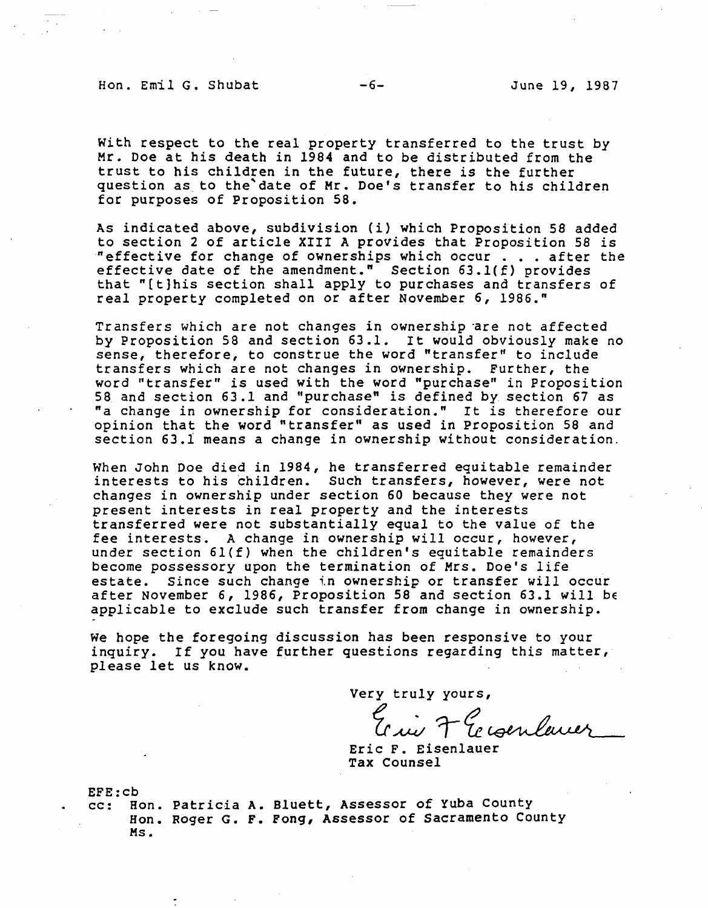With respect to the real property transferred to the trust by Mr. Doe at his death in 1984 and to be distributed from the trust to his children in the future, there is the further question as to the date of Mr. Doe's transfer to his children for purposes of Proposition 58.

As indicated above, subdivision (i) which Proposition 58 added to section 2 of article XIII A provides that Proposition 58 is "effective for change of ownerships which occur . . . after the effective date of the amendment." Section 63.1(f) provides that "[t]his section shall apply to purchases and transfers of real property completed on or after November 6, 1986."

Transfers which are not changes in ownership are not affected by Proposition 58 and section 63.1. It would obviously make no sense, therefore, to construe the word "transfer" to include transfers which are not changes in ownership. Further, the word "transfer" is used with the word "purchase" in Proposition 58 and section 63.1 and "purchase" is defined by section 67 as "a change in ownership for consideration." It is therefore our opinion that the word "transfer" as used in Proposition 58 and section 63.1 means a change in ownership without consideration.

When John Doe died in 1984, he transferred equitable remainder interests to his children. Such transfers, however, were not changes in ownership under section 60 because they were not present interests in real property and the interests transferred were not substantially equal to the value of the fee interests. A change in ownership will occur, however, under section 61(f) when the children's equitable remainders become possessory upon the termination of Mrs. Doe's life estate. Since such change in ownership or transfer will occur after November 6, 1986, Proposition 58 and section 63.1 will be applicable to exclude such transfer from change in ownership.

We hope the foregoing discussion has been responsive to your inquiry. If you have further questions regarding this matter, please let us know.

Very truly yours,

Eric F. Eisenlauer

Eric F. Eisenlauer
Tax Counsel

EFE:cb
cc: Hon. Patricia A. Bluett, Assessor of Yuba County
Hon. Roger G. F. Fong, Assessor of Sacramento County
Ms.